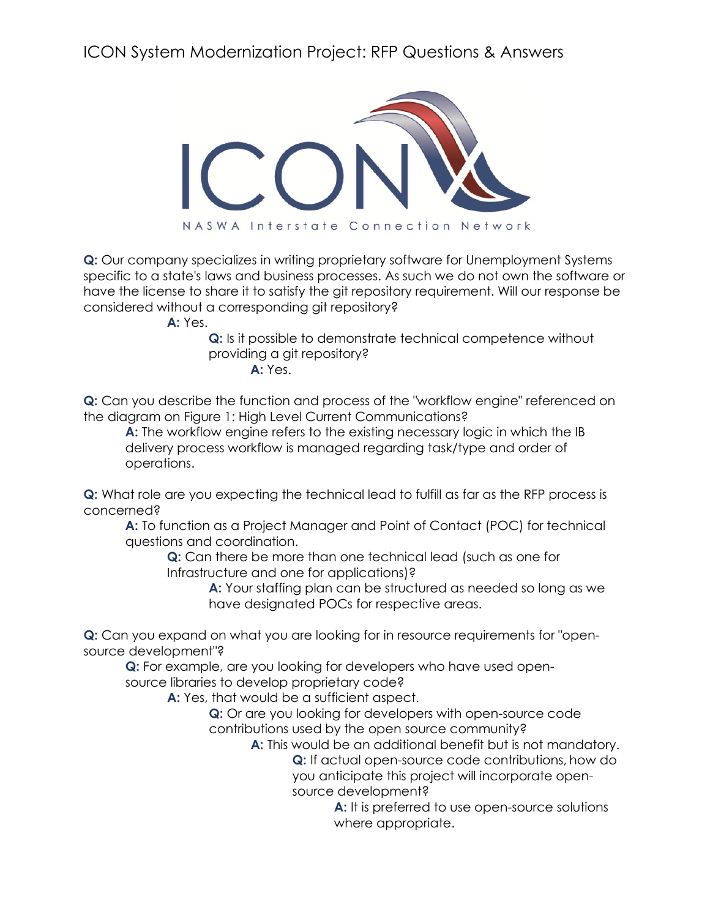# ICON System Modernization Project: RFP Questions & Answers

ICON
NASWA Interstate Connection Network

**Q:** Our company specializes in writing proprietary software for Unemployment Systems specific to a state's laws and business processes. As such we do not own the software or have the license to share it to satisfy the git repository requirement. Will our response be considered without a corresponding git repository?

> **A:** Yes.
>
> > **Q:** Is it possible to demonstrate technical competence without providing a git repository?
> >
> > > **A:** Yes.

**Q:** Can you describe the function and process of the "workflow engine" referenced on the diagram on Figure 1: High Level Current Communications?

> **A:** The workflow engine refers to the existing necessary logic in which the IB delivery process workflow is managed regarding task/type and order of operations.

**Q:** What role are you expecting the technical lead to fulfill as far as the RFP process is concerned?

> **A:** To function as a Project Manager and Point of Contact (POC) for technical questions and coordination.
>
> > **Q:** Can there be more than one technical lead (such as one for Infrastructure and one for applications)?
> >
> > > **A:** Your staffing plan can be structured as needed so long as we have designated POCs for respective areas.

**Q:** Can you expand on what you are looking for in resource requirements for "open-source development"?

> **Q:** For example, are you looking for developers who have used open-source libraries to develop proprietary code?
>
> > **A:** Yes, that would be a sufficient aspect.
> >
> > > **Q:** Or are you looking for developers with open-source code contributions used by the open source community?
> > >
> > > > **A:** This would be an additional benefit but is not mandatory.
> > > >
> > > > > **Q:** If actual open-source code contributions, how do you anticipate this project will incorporate open-source development?
> > > > >
> > > > > > **A:** It is preferred to use open-source solutions where appropriate.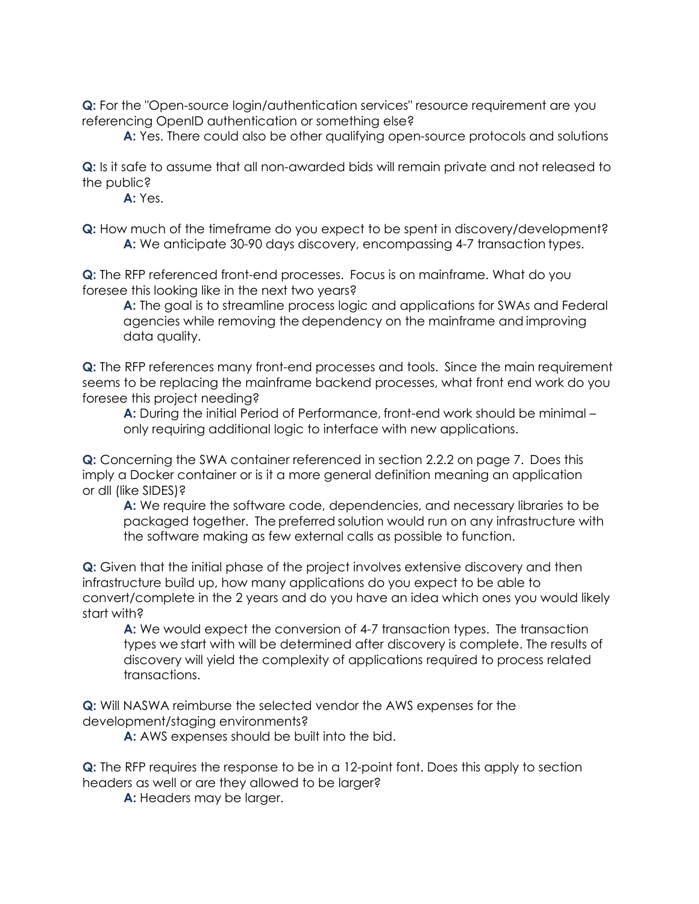**Q:** For the "Open-source login/authentication services" resource requirement are you referencing OpenID authentication or something else?

> **A:** Yes. There could also be other qualifying open-source protocols and solutions

**Q:** Is it safe to assume that all non-awarded bids will remain private and not released to the public?

> **A:** Yes.

**Q:** How much of the timeframe do you expect to be spent in discovery/development?

> **A:** We anticipate 30-90 days discovery, encompassing 4-7 transaction types.

**Q:** The RFP referenced front-end processes. Focus is on mainframe. What do you foresee this looking like in the next two years?

> **A:** The goal is to streamline process logic and applications for SWAs and Federal agencies while removing the dependency on the mainframe and improving data quality.

**Q:** The RFP references many front-end processes and tools. Since the main requirement seems to be replacing the mainframe backend processes, what front end work do you foresee this project needing?

> **A:** During the initial Period of Performance, front-end work should be minimal – only requiring additional logic to interface with new applications.

**Q:** Concerning the SWA container referenced in section 2.2.2 on page 7. Does this imply a Docker container or is it a more general definition meaning an application or dll (like SIDES)?

> **A:** We require the software code, dependencies, and necessary libraries to be packaged together. The preferred solution would run on any infrastructure with the software making as few external calls as possible to function.

**Q:** Given that the initial phase of the project involves extensive discovery and then infrastructure build up, how many applications do you expect to be able to convert/complete in the 2 years and do you have an idea which ones you would likely start with?

> **A:** We would expect the conversion of 4-7 transaction types. The transaction types we start with will be determined after discovery is complete. The results of discovery will yield the complexity of applications required to process related transactions.

**Q:** Will NASWA reimburse the selected vendor the AWS expenses for the development/staging environments?

> **A:** AWS expenses should be built into the bid.

**Q:** The RFP requires the response to be in a 12-point font. Does this apply to section headers as well or are they allowed to be larger?

> **A:** Headers may be larger.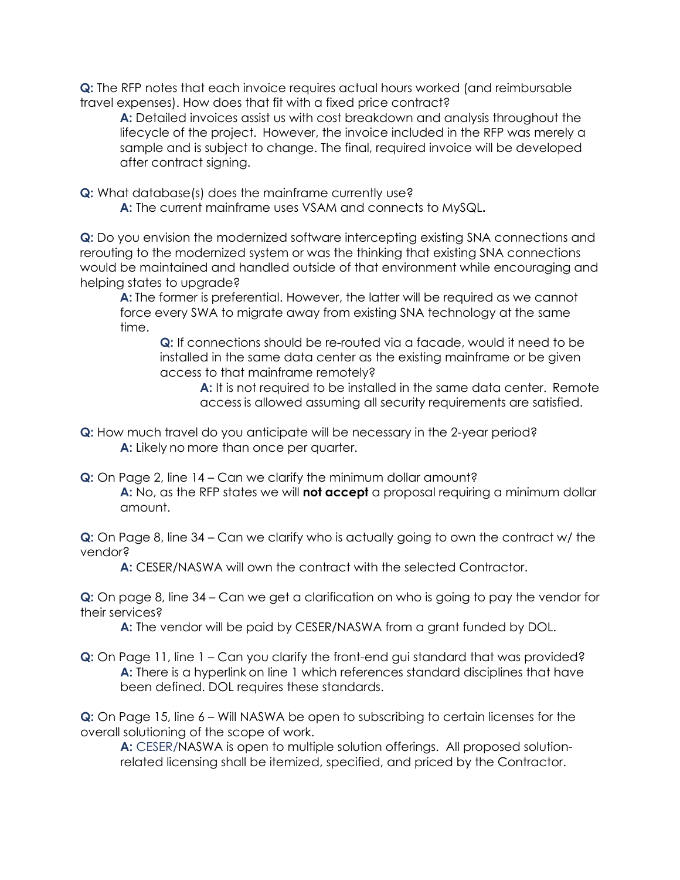**Q:** The RFP notes that each invoice requires actual hours worked (and reimbursable travel expenses). How does that fit with a fixed price contract?

> **A:** Detailed invoices assist us with cost breakdown and analysis throughout the lifecycle of the project. However, the invoice included in the RFP was merely a sample and is subject to change. The final, required invoice will be developed after contract signing.

**Q:** What database(s) does the mainframe currently use?

> **A:** The current mainframe uses VSAM and connects to MySQL**.**

**Q:** Do you envision the modernized software intercepting existing SNA connections and rerouting to the modernized system or was the thinking that existing SNA connections would be maintained and handled outside of that environment while encouraging and helping states to upgrade?

> **A:** The former is preferential. However, the latter will be required as we cannot force every SWA to migrate away from existing SNA technology at the same time.
>
> > **Q:** If connections should be re-routed via a facade, would it need to be installed in the same data center as the existing mainframe or be given access to that mainframe remotely?
> >
> > > **A:** It is not required to be installed in the same data center. Remote access is allowed assuming all security requirements are satisfied.

**Q:** How much travel do you anticipate will be necessary in the 2-year period?

> **A:** Likely no more than once per quarter.

**Q:** On Page 2, line 14 – Can we clarify the minimum dollar amount?

> **A:** No, as the RFP states we will **not accept** a proposal requiring a minimum dollar amount.

**Q:** On Page 8, line 34 – Can we clarify who is actually going to own the contract w/ the vendor?

> **A:** CESER/NASWA will own the contract with the selected Contractor.

**Q:** On page 8, line 34 – Can we get a clarification on who is going to pay the vendor for their services?

> **A:** The vendor will be paid by CESER/NASWA from a grant funded by DOL.

**Q:** On Page 11, line 1 – Can you clarify the front-end gui standard that was provided?

> **A:** There is a hyperlink on line 1 which references standard disciplines that have been defined. DOL requires these standards.

**Q:** On Page 15, line 6 – Will NASWA be open to subscribing to certain licenses for the overall solutioning of the scope of work.

> **A:** CESER/NASWA is open to multiple solution offerings. All proposed solution-related licensing shall be itemized, specified, and priced by the Contractor.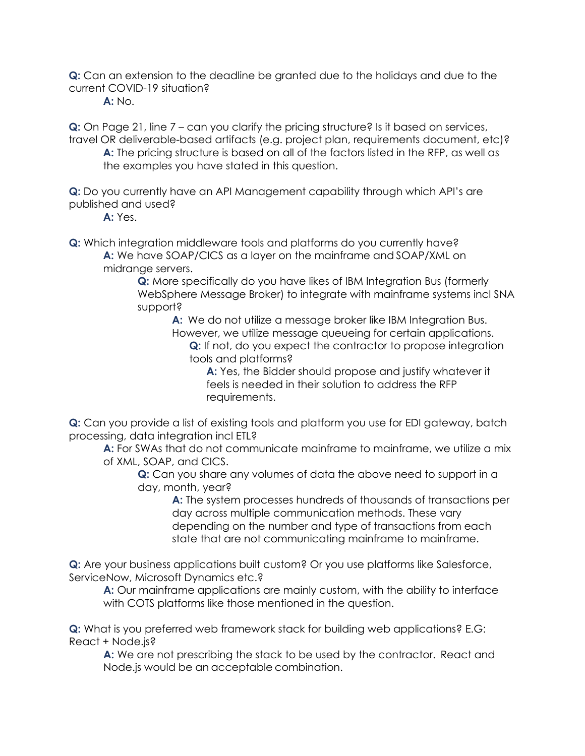**Q:** Can an extension to the deadline be granted due to the holidays and due to the current COVID-19 situation?

> **A:** No.

**Q:** On Page 21, line 7 – can you clarify the pricing structure? Is it based on services, travel OR deliverable-based artifacts (e.g. project plan, requirements document, etc)?

> **A:** The pricing structure is based on all of the factors listed in the RFP, as well as the examples you have stated in this question.

**Q:** Do you currently have an API Management capability through which API's are published and used?

> **A:** Yes.

**Q:** Which integration middleware tools and platforms do you currently have?

> **A:** We have SOAP/CICS as a layer on the mainframe and SOAP/XML on midrange servers.
>
> > **Q:** More specifically do you have likes of IBM Integration Bus (formerly WebSphere Message Broker) to integrate with mainframe systems incl SNA support?
> >
> > > **A:** We do not utilize a message broker like IBM Integration Bus. However, we utilize message queueing for certain applications.
> > >
> > > > **Q:** If not, do you expect the contractor to propose integration tools and platforms?
> > > >
> > > > > **A:** Yes, the Bidder should propose and justify whatever it feels is needed in their solution to address the RFP requirements.

**Q:** Can you provide a list of existing tools and platform you use for EDI gateway, batch processing, data integration incl ETL?

> **A:** For SWAs that do not communicate mainframe to mainframe, we utilize a mix of XML, SOAP, and CICS.
>
> > **Q:** Can you share any volumes of data the above need to support in a day, month, year?
> >
> > > **A:** The system processes hundreds of thousands of transactions per day across multiple communication methods. These vary depending on the number and type of transactions from each state that are not communicating mainframe to mainframe.

**Q:** Are your business applications built custom? Or you use platforms like Salesforce, ServiceNow, Microsoft Dynamics etc.?

> **A:** Our mainframe applications are mainly custom, with the ability to interface with COTS platforms like those mentioned in the question.

**Q:** What is you preferred web framework stack for building web applications? E.G: React + Node.js?

> **A:** We are not prescribing the stack to be used by the contractor. React and Node.js would be an acceptable combination.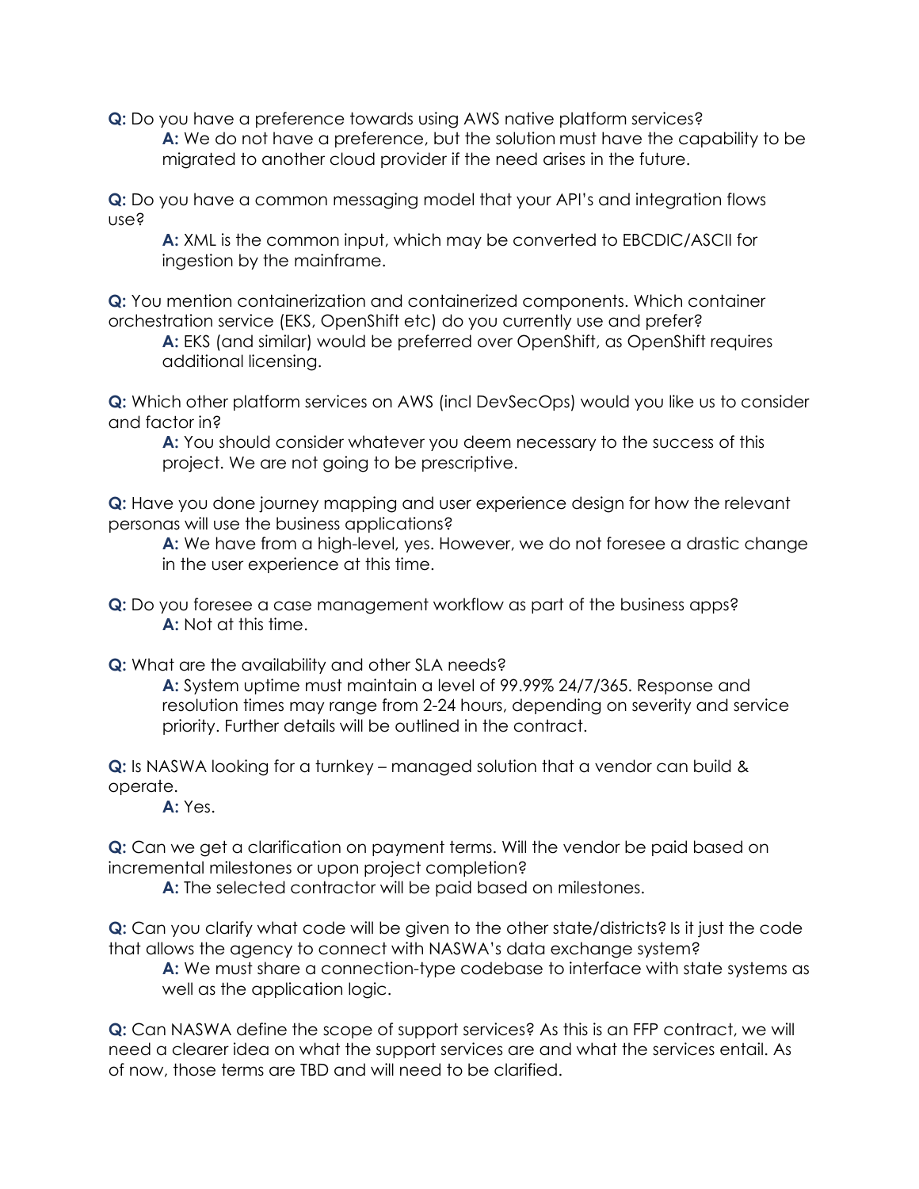**Q:** Do you have a preference towards using AWS native platform services?

> **A:** We do not have a preference, but the solution must have the capability to be migrated to another cloud provider if the need arises in the future.

**Q:** Do you have a common messaging model that your API's and integration flows use?

> **A:** XML is the common input, which may be converted to EBCDIC/ASCII for ingestion by the mainframe.

**Q:** You mention containerization and containerized components. Which container orchestration service (EKS, OpenShift etc) do you currently use and prefer?

> **A:** EKS (and similar) would be preferred over OpenShift, as OpenShift requires additional licensing.

**Q:** Which other platform services on AWS (incl DevSecOps) would you like us to consider and factor in?

> **A:** You should consider whatever you deem necessary to the success of this project. We are not going to be prescriptive.

**Q:** Have you done journey mapping and user experience design for how the relevant personas will use the business applications?

> **A:** We have from a high-level, yes. However, we do not foresee a drastic change in the user experience at this time.

**Q:** Do you foresee a case management workflow as part of the business apps?

> **A:** Not at this time.

**Q:** What are the availability and other SLA needs?

> **A:** System uptime must maintain a level of 99.99% 24/7/365. Response and resolution times may range from 2-24 hours, depending on severity and service priority. Further details will be outlined in the contract.

**Q:** Is NASWA looking for a turnkey – managed solution that a vendor can build & operate.

> **A:** Yes.

**Q:** Can we get a clarification on payment terms. Will the vendor be paid based on incremental milestones or upon project completion?

> **A:** The selected contractor will be paid based on milestones.

**Q:** Can you clarify what code will be given to the other state/districts? Is it just the code that allows the agency to connect with NASWA's data exchange system?

> **A:** We must share a connection-type codebase to interface with state systems as well as the application logic.

**Q:** Can NASWA define the scope of support services? As this is an FFP contract, we will need a clearer idea on what the support services are and what the services entail. As of now, those terms are TBD and will need to be clarified.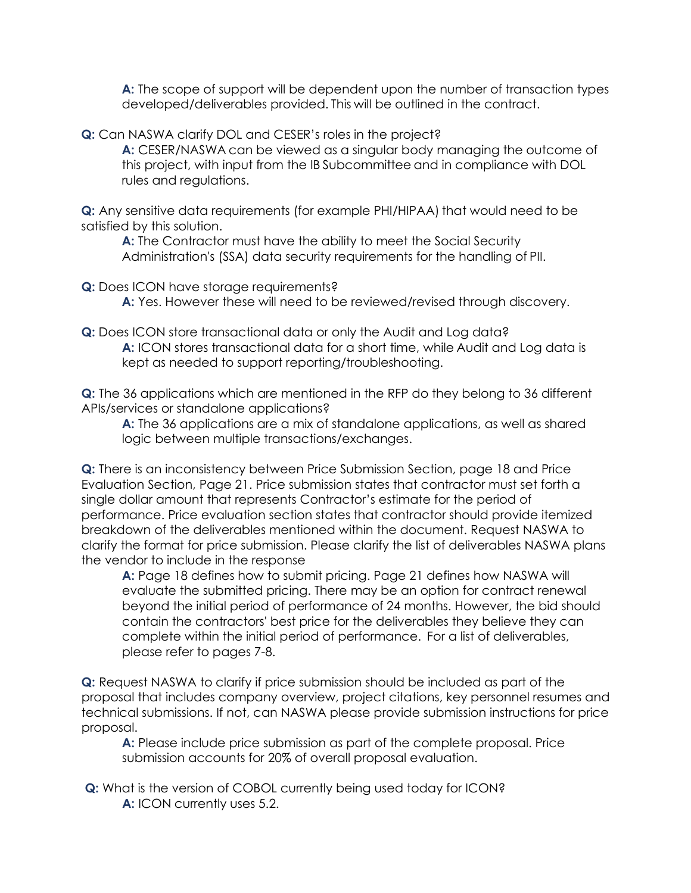**A:** The scope of support will be dependent upon the number of transaction types developed/deliverables provided. This will be outlined in the contract.

**Q:** Can NASWA clarify DOL and CESER's roles in the project?

**A:** CESER/NASWA can be viewed as a singular body managing the outcome of this project, with input from the IB Subcommittee and in compliance with DOL rules and regulations.

**Q:** Any sensitive data requirements (for example PHI/HIPAA) that would need to be satisfied by this solution.

**A:** The Contractor must have the ability to meet the Social Security Administration's (SSA) data security requirements for the handling of PII.

**Q:** Does ICON have storage requirements?

**A:** Yes. However these will need to be reviewed/revised through discovery.

**Q:** Does ICON store transactional data or only the Audit and Log data?

**A:** ICON stores transactional data for a short time, while Audit and Log data is kept as needed to support reporting/troubleshooting.

**Q:** The 36 applications which are mentioned in the RFP do they belong to 36 different APIs/services or standalone applications?

**A:** The 36 applications are a mix of standalone applications, as well as shared logic between multiple transactions/exchanges.

**Q:** There is an inconsistency between Price Submission Section, page 18 and Price Evaluation Section, Page 21. Price submission states that contractor must set forth a single dollar amount that represents Contractor's estimate for the period of performance. Price evaluation section states that contractor should provide itemized breakdown of the deliverables mentioned within the document. Request NASWA to clarify the format for price submission. Please clarify the list of deliverables NASWA plans the vendor to include in the response

**A:** Page 18 defines how to submit pricing. Page 21 defines how NASWA will evaluate the submitted pricing. There may be an option for contract renewal beyond the initial period of performance of 24 months. However, the bid should contain the contractors' best price for the deliverables they believe they can complete within the initial period of performance. For a list of deliverables, please refer to pages 7-8.

**Q:** Request NASWA to clarify if price submission should be included as part of the proposal that includes company overview, project citations, key personnel resumes and technical submissions. If not, can NASWA please provide submission instructions for price proposal.

**A:** Please include price submission as part of the complete proposal. Price submission accounts for 20% of overall proposal evaluation.

**Q:** What is the version of COBOL currently being used today for ICON?

**A:** ICON currently uses 5.2.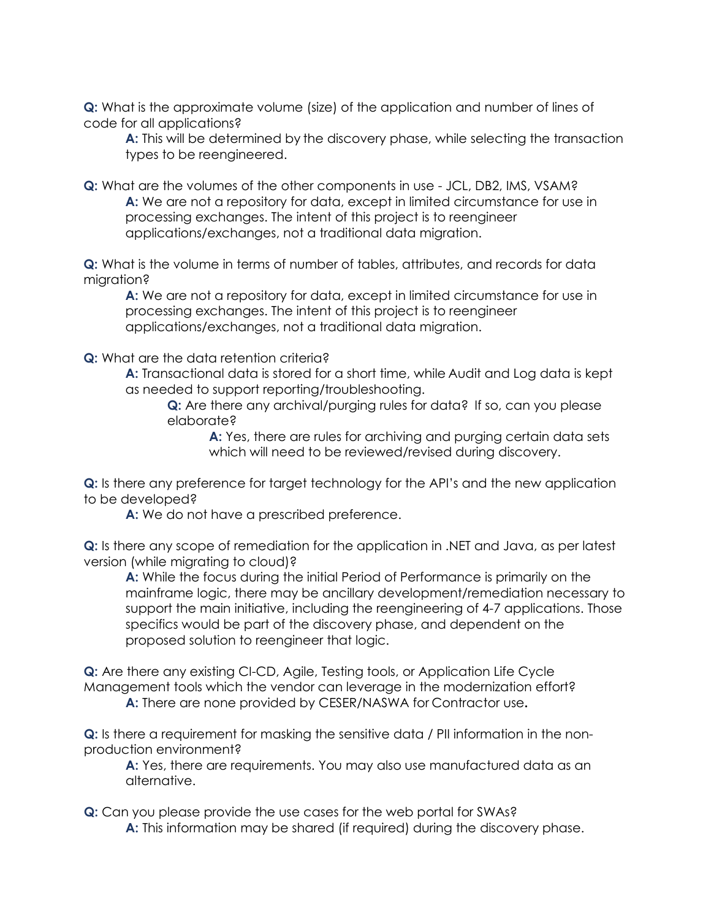**Q:** What is the approximate volume (size) of the application and number of lines of code for all applications?

> **A:** This will be determined by the discovery phase, while selecting the transaction types to be reengineered.

**Q:** What are the volumes of the other components in use - JCL, DB2, IMS, VSAM?

> **A:** We are not a repository for data, except in limited circumstance for use in processing exchanges. The intent of this project is to reengineer applications/exchanges, not a traditional data migration.

**Q:** What is the volume in terms of number of tables, attributes, and records for data migration?

> **A:** We are not a repository for data, except in limited circumstance for use in processing exchanges. The intent of this project is to reengineer applications/exchanges, not a traditional data migration.

**Q:** What are the data retention criteria?

> **A:** Transactional data is stored for a short time, while Audit and Log data is kept as needed to support reporting/troubleshooting.
>
> > **Q:** Are there any archival/purging rules for data? If so, can you please elaborate?
> >
> > > **A:** Yes, there are rules for archiving and purging certain data sets which will need to be reviewed/revised during discovery.

**Q:** Is there any preference for target technology for the API's and the new application to be developed?

> **A:** We do not have a prescribed preference.

**Q:** Is there any scope of remediation for the application in .NET and Java, as per latest version (while migrating to cloud)?

> **A:** While the focus during the initial Period of Performance is primarily on the mainframe logic, there may be ancillary development/remediation necessary to support the main initiative, including the reengineering of 4-7 applications. Those specifics would be part of the discovery phase, and dependent on the proposed solution to reengineer that logic.

**Q:** Are there any existing CI-CD, Agile, Testing tools, or Application Life Cycle Management tools which the vendor can leverage in the modernization effort?

> **A:** There are none provided by CESER/NASWA for Contractor use**.**

**Q:** Is there a requirement for masking the sensitive data / PII information in the non-production environment?

> **A:** Yes, there are requirements. You may also use manufactured data as an alternative.

**Q:** Can you please provide the use cases for the web portal for SWAs?

> **A:** This information may be shared (if required) during the discovery phase.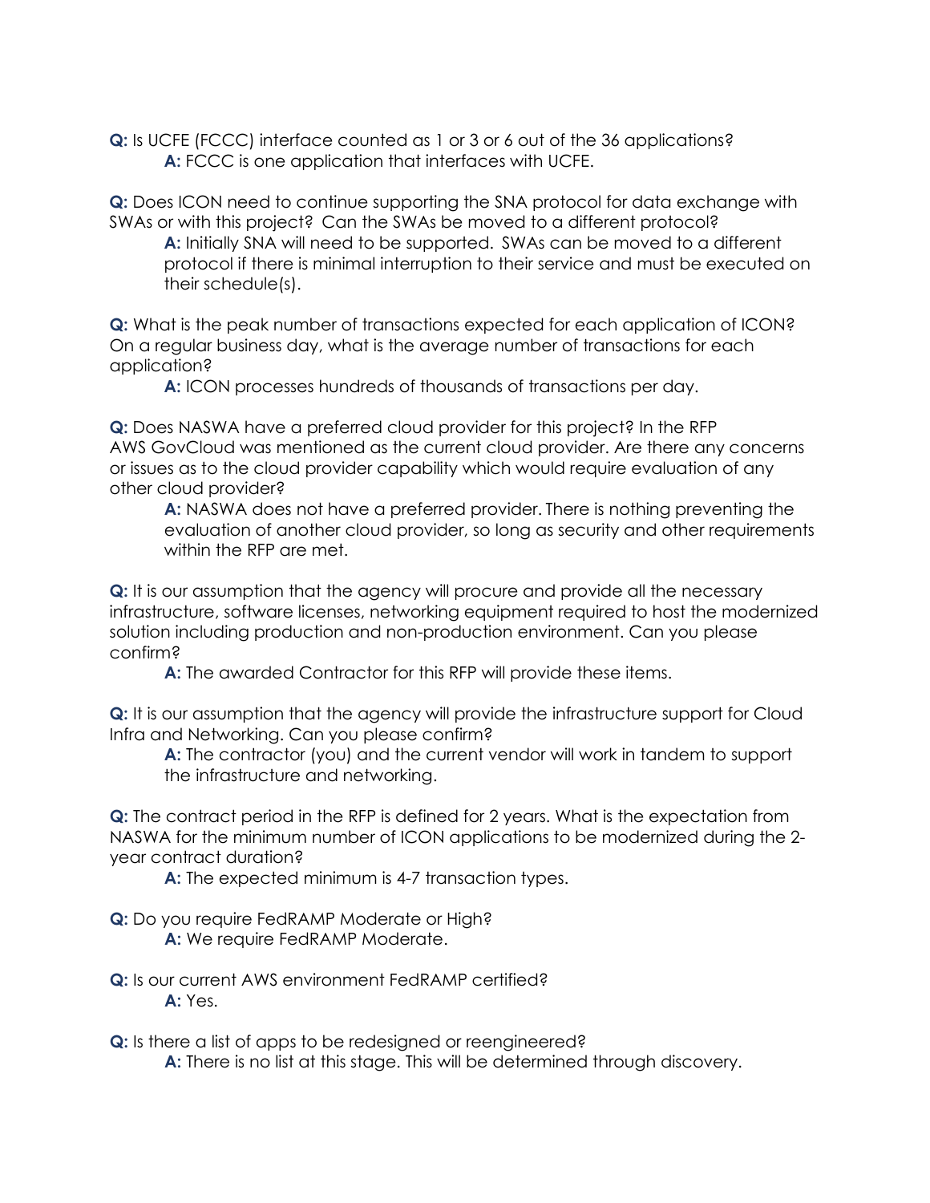**Q:** Is UCFE (FCCC) interface counted as 1 or 3 or 6 out of the 36 applications?

> **A:** FCCC is one application that interfaces with UCFE.

**Q:** Does ICON need to continue supporting the SNA protocol for data exchange with SWAs or with this project? Can the SWAs be moved to a different protocol?

> **A:** Initially SNA will need to be supported. SWAs can be moved to a different protocol if there is minimal interruption to their service and must be executed on their schedule(s).

**Q:** What is the peak number of transactions expected for each application of ICON? On a regular business day, what is the average number of transactions for each application?

> **A:** ICON processes hundreds of thousands of transactions per day.

**Q:** Does NASWA have a preferred cloud provider for this project? In the RFP AWS GovCloud was mentioned as the current cloud provider. Are there any concerns or issues as to the cloud provider capability which would require evaluation of any other cloud provider?

> **A:** NASWA does not have a preferred provider. There is nothing preventing the evaluation of another cloud provider, so long as security and other requirements within the RFP are met.

**Q:** It is our assumption that the agency will procure and provide all the necessary infrastructure, software licenses, networking equipment required to host the modernized solution including production and non-production environment. Can you please confirm?

> **A:** The awarded Contractor for this RFP will provide these items.

**Q:** It is our assumption that the agency will provide the infrastructure support for Cloud Infra and Networking. Can you please confirm?

> **A:** The contractor (you) and the current vendor will work in tandem to support the infrastructure and networking.

**Q:** The contract period in the RFP is defined for 2 years. What is the expectation from NASWA for the minimum number of ICON applications to be modernized during the 2-year contract duration?

> **A:** The expected minimum is 4-7 transaction types.

**Q:** Do you require FedRAMP Moderate or High?

> **A:** We require FedRAMP Moderate.

**Q:** Is our current AWS environment FedRAMP certified?

> **A:** Yes.

**Q:** Is there a list of apps to be redesigned or reengineered?

> **A:** There is no list at this stage. This will be determined through discovery.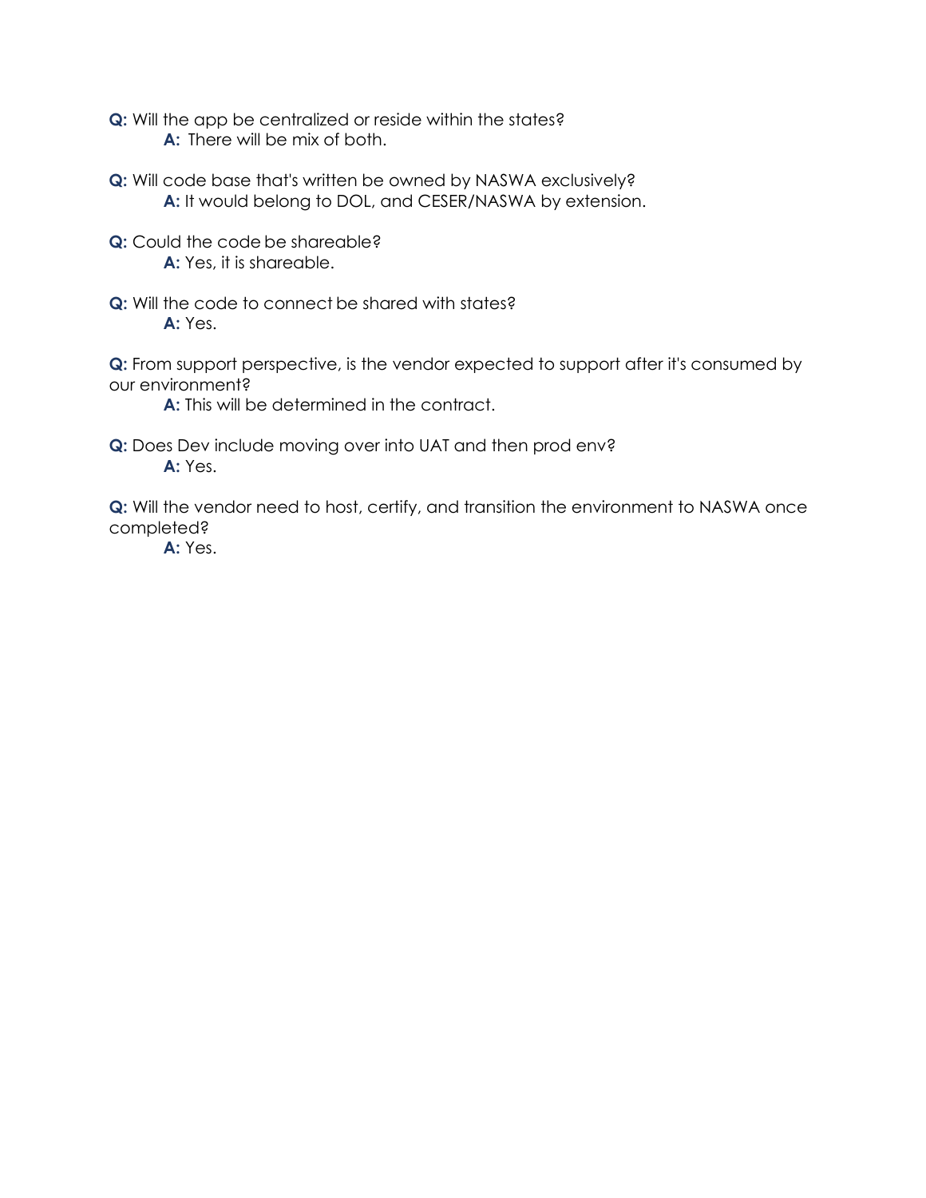**Q:** Will the app be centralized or reside within the states?

**A:** There will be mix of both.

**Q:** Will code base that's written be owned by NASWA exclusively?

**A:** It would belong to DOL, and CESER/NASWA by extension.

**Q:** Could the code be shareable?

**A:** Yes, it is shareable.

**Q:** Will the code to connect be shared with states?

**A:** Yes.

**Q:** From support perspective, is the vendor expected to support after it's consumed by our environment?

**A:** This will be determined in the contract.

**Q:** Does Dev include moving over into UAT and then prod env?

**A:** Yes.

**Q:** Will the vendor need to host, certify, and transition the environment to NASWA once completed?

**A:** Yes.